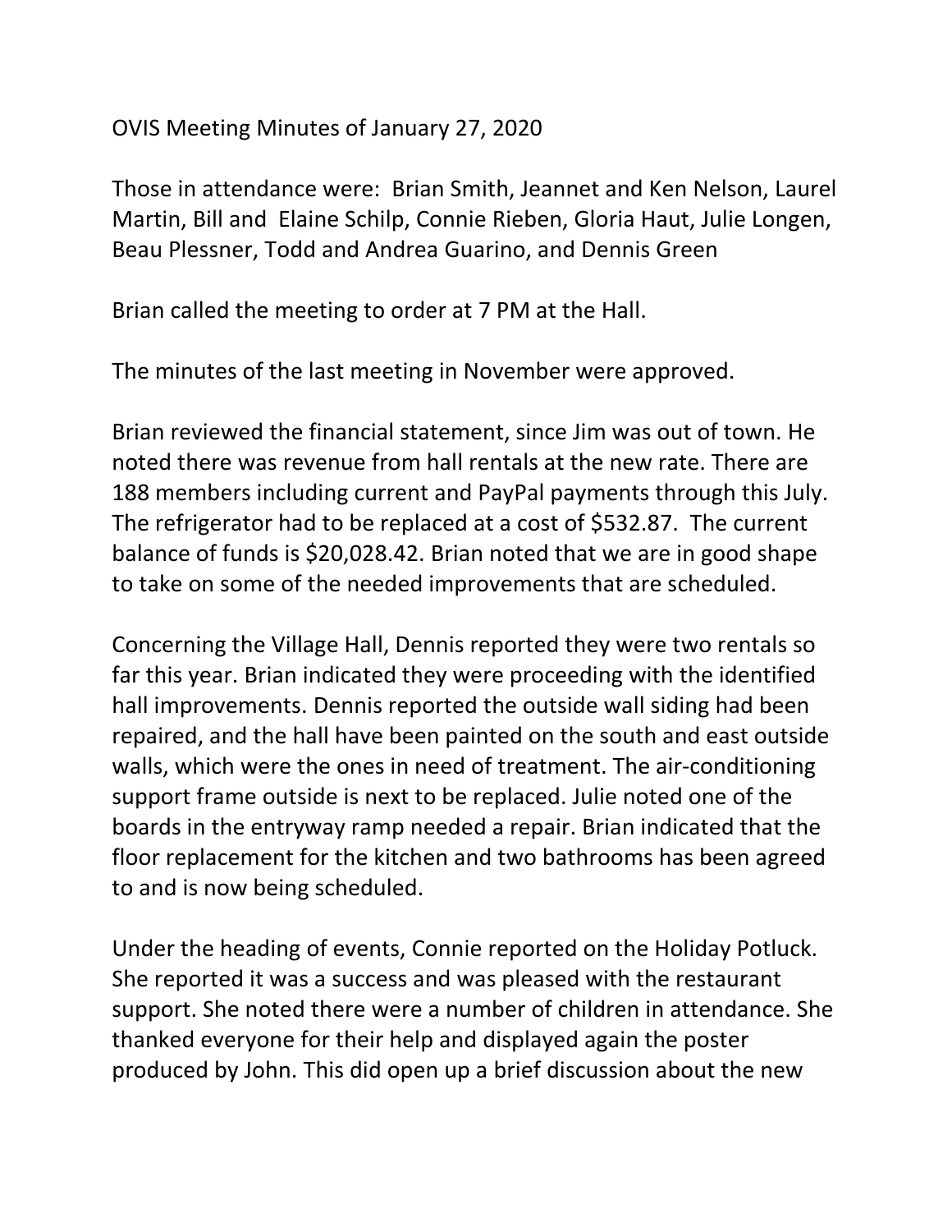OVIS Meeting Minutes of January 27, 2020

Those in attendance were: Brian Smith, Jeannet and Ken Nelson, Laurel Martin, Bill and Elaine Schilp, Connie Rieben, Gloria Haut, Julie Longen, Beau Plessner, Todd and Andrea Guarino, and Dennis Green

Brian called the meeting to order at 7 PM at the Hall.

The minutes of the last meeting in November were approved.

Brian reviewed the financial statement, since Jim was out of town. He noted there was revenue from hall rentals at the new rate. There are 188 members including current and PayPal payments through this July. The refrigerator had to be replaced at a cost of $532.87. The current balance of funds is $20,028.42. Brian noted that we are in good shape to take on some of the needed improvements that are scheduled.

Concerning the Village Hall, Dennis reported they were two rentals so far this year. Brian indicated they were proceeding with the identified hall improvements. Dennis reported the outside wall siding had been repaired, and the hall have been painted on the south and east outside walls, which were the ones in need of treatment. The air-conditioning support frame outside is next to be replaced. Julie noted one of the boards in the entryway ramp needed a repair. Brian indicated that the floor replacement for the kitchen and two bathrooms has been agreed to and is now being scheduled.

Under the heading of events, Connie reported on the Holiday Potluck. She reported it was a success and was pleased with the restaurant support. She noted there were a number of children in attendance. She thanked everyone for their help and displayed again the poster produced by John. This did open up a brief discussion about the new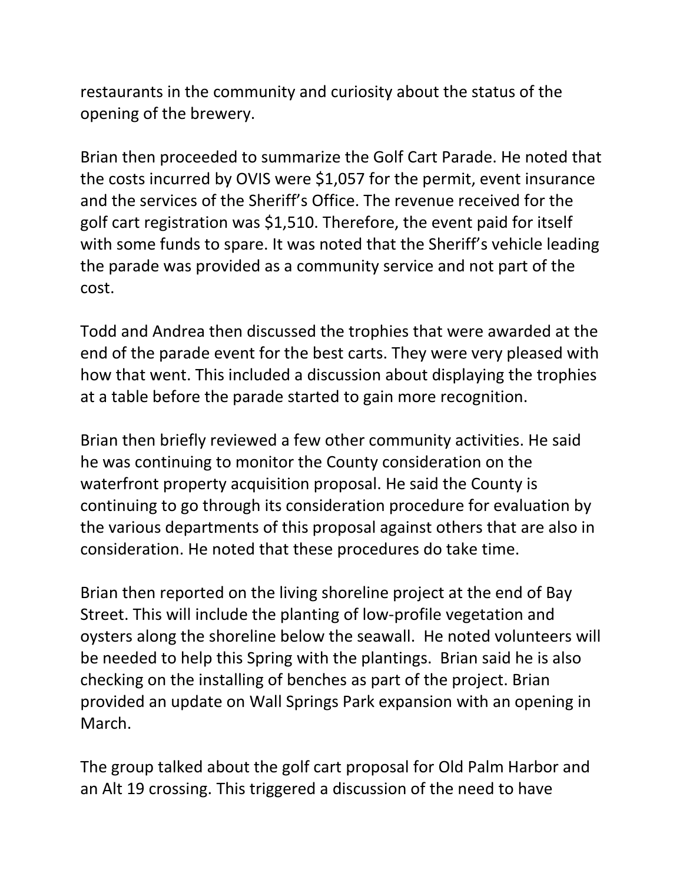restaurants in the community and curiosity about the status of the opening of the brewery.

Brian then proceeded to summarize the Golf Cart Parade. He noted that the costs incurred by OVIS were $1,057 for the permit, event insurance and the services of the Sheriff's Office. The revenue received for the golf cart registration was $1,510. Therefore, the event paid for itself with some funds to spare. It was noted that the Sheriff's vehicle leading the parade was provided as a community service and not part of the cost.

Todd and Andrea then discussed the trophies that were awarded at the end of the parade event for the best carts. They were very pleased with how that went. This included a discussion about displaying the trophies at a table before the parade started to gain more recognition.

Brian then briefly reviewed a few other community activities. He said he was continuing to monitor the County consideration on the waterfront property acquisition proposal. He said the County is continuing to go through its consideration procedure for evaluation by the various departments of this proposal against others that are also in consideration. He noted that these procedures do take time.

Brian then reported on the living shoreline project at the end of Bay Street. This will include the planting of low-profile vegetation and oysters along the shoreline below the seawall. He noted volunteers will be needed to help this Spring with the plantings. Brian said he is also checking on the installing of benches as part of the project. Brian provided an update on Wall Springs Park expansion with an opening in March.

The group talked about the golf cart proposal for Old Palm Harbor and an Alt 19 crossing. This triggered a discussion of the need to have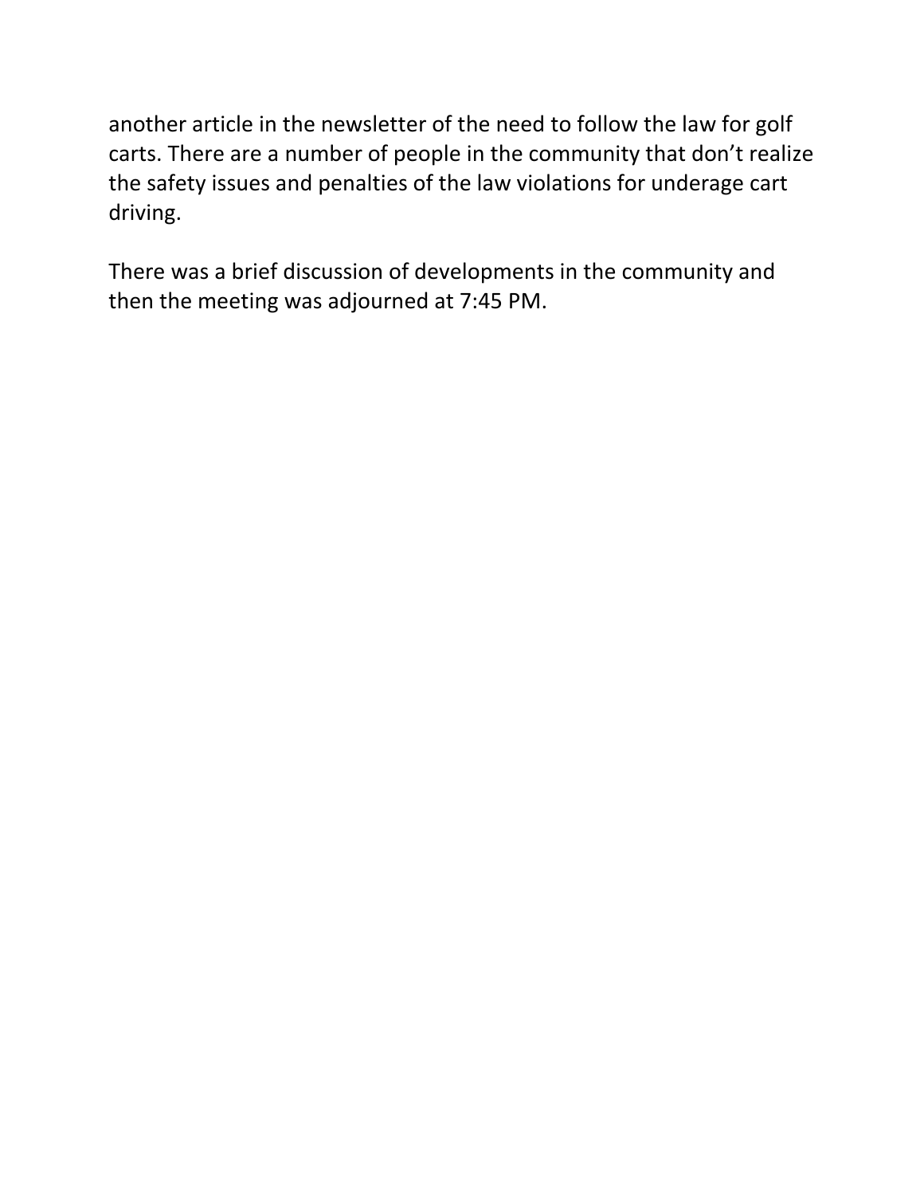another article in the newsletter of the need to follow the law for golf carts. There are a number of people in the community that don't realize the safety issues and penalties of the law violations for underage cart driving.

There was a brief discussion of developments in the community and then the meeting was adjourned at 7:45 PM.